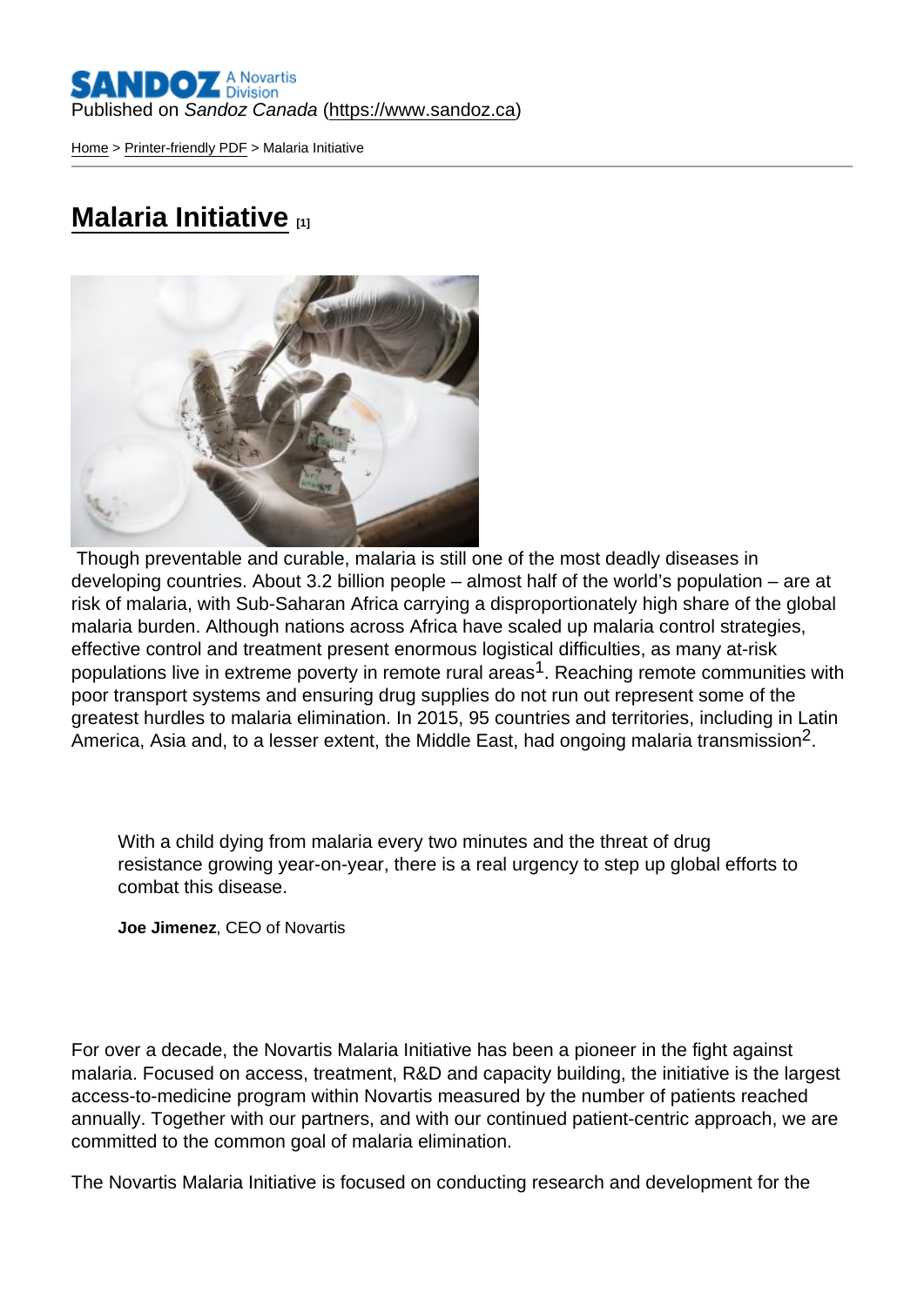Published on *Sandoz Canada* (https://www.sandoz.ca)

Home > Printer-friendly PDF > Malaria Initiative

# Malaria Initiative [1]

Though preventable and curable, malaria is still one of the most deadly diseases in developing countries. About 3.2 billion people – almost half of the world's population – are at risk of malaria, with Sub-Saharan Africa carrying a disproportionately high share of the global malaria burden. Although nations across Africa have scaled up malaria control strategies, effective control and treatment present enormous logistical difficulties, as many at-risk populations live in extreme poverty in remote rural areas[1]. Reaching remote communities with poor transport systems and ensuring drug supplies do not run out represent some of the greatest hurdles to malaria elimination. In 2015, 95 countries and territories, including in Latin America, Asia and, to a lesser extent, the Middle East, had ongoing malaria transmission[2].

> With a child dying from malaria every two minutes and the threat of drug resistance growing year-on-year, there is a real urgency to step up global efforts to combat this disease.
>
> **Joe Jimenez**, CEO of Novartis

For over a decade, the Novartis Malaria Initiative has been a pioneer in the fight against malaria. Focused on access, treatment, R&D and capacity building, the initiative is the largest access-to-medicine program within Novartis measured by the number of patients reached annually. Together with our partners, and with our continued patient-centric approach, we are committed to the common goal of malaria elimination.

The Novartis Malaria Initiative is focused on conducting research and development for the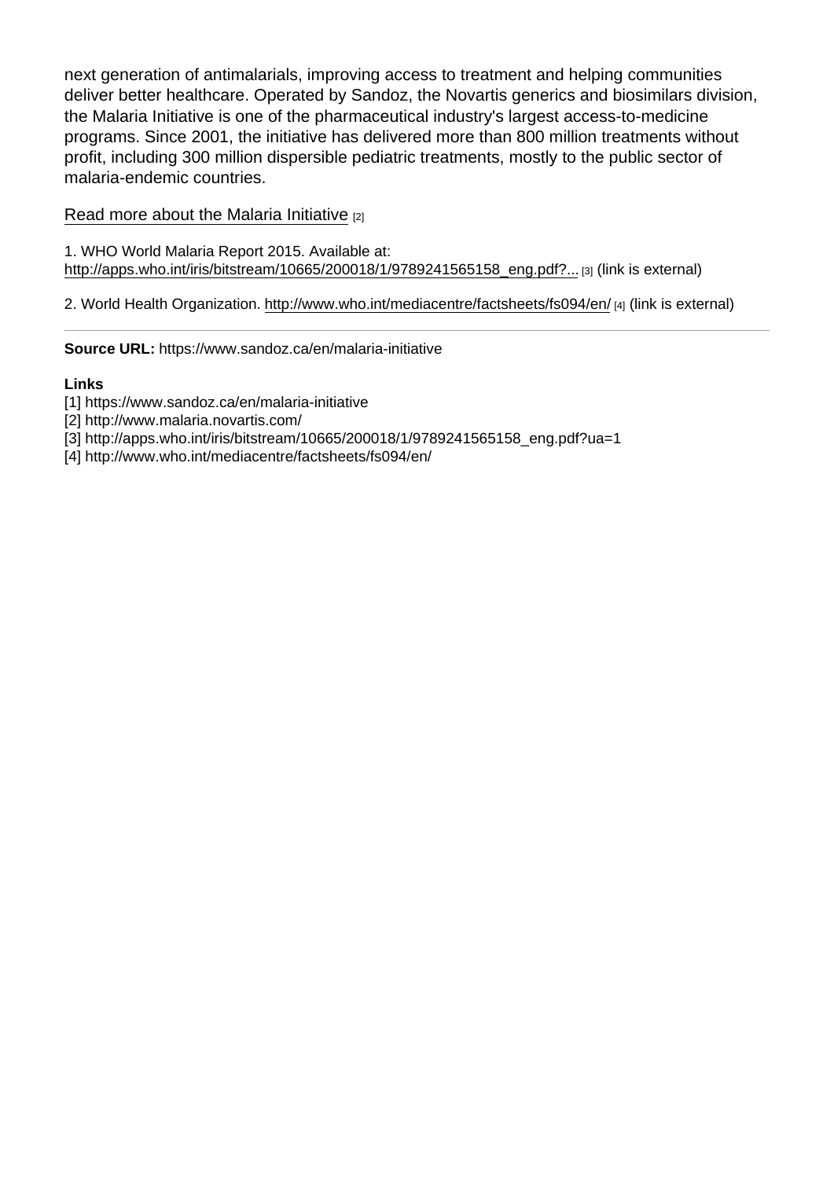next generation of antimalarials, improving access to treatment and helping communities deliver better healthcare. Operated by Sandoz, the Novartis generics and biosimilars division, the Malaria Initiative is one of the pharmaceutical industry's largest access-to-medicine programs. Since 2001, the initiative has delivered more than 800 million treatments without profit, including 300 million dispersible pediatric treatments, mostly to the public sector of malaria-endemic countries.

[Read more about the Malaria Initiative](http://www.malaria.novartis.com/) [2]

1. WHO World Malaria Report 2015. Available at: [http://apps.who.int/iris/bitstream/10665/200018/1/9789241565158_eng.pdf?...](http://apps.who.int/iris/bitstream/10665/200018/1/9789241565158_eng.pdf?ua=1) [3] (link is external)

2. World Health Organization. [http://www.who.int/mediacentre/factsheets/fs094/en/](http://www.who.int/mediacentre/factsheets/fs094/en/) [4] (link is external)

---

**Source URL:** https://www.sandoz.ca/en/malaria-initiative

**Links**

[1] https://www.sandoz.ca/en/malaria-initiative
[2] http://www.malaria.novartis.com/
[3] http://apps.who.int/iris/bitstream/10665/200018/1/9789241565158_eng.pdf?ua=1
[4] http://www.who.int/mediacentre/factsheets/fs094/en/